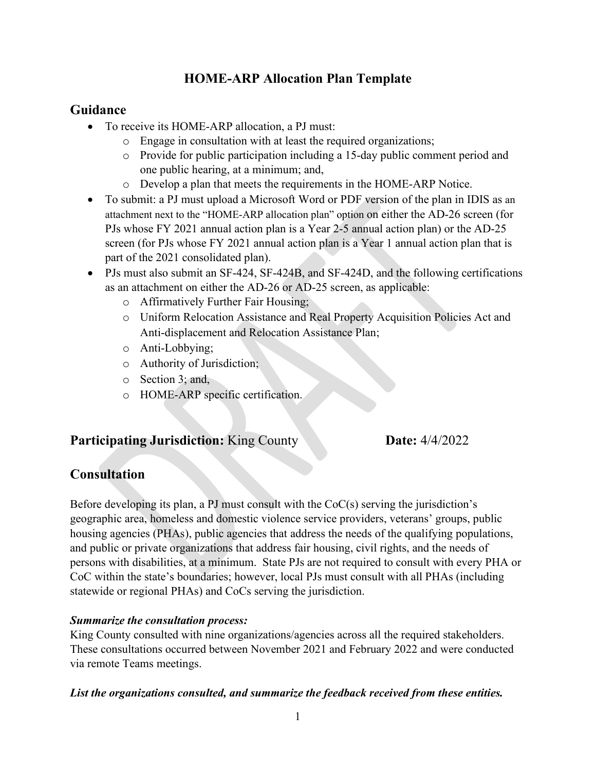# HOME-ARP Allocation Plan Template

## Guidance

- To receive its HOME-ARP allocation, a PJ must:
  - Engage in consultation with at least the required organizations;
  - Provide for public participation including a 15-day public comment period and one public hearing, at a minimum; and,
  - Develop a plan that meets the requirements in the HOME-ARP Notice.
- To submit: a PJ must upload a Microsoft Word or PDF version of the plan in IDIS as an attachment next to the "HOME-ARP allocation plan" option on either the AD-26 screen (for PJs whose FY 2021 annual action plan is a Year 2-5 annual action plan) or the AD-25 screen (for PJs whose FY 2021 annual action plan is a Year 1 annual action plan that is part of the 2021 consolidated plan).
- PJs must also submit an SF-424, SF-424B, and SF-424D, and the following certifications as an attachment on either the AD-26 or AD-25 screen, as applicable:
  - Affirmatively Further Fair Housing;
  - Uniform Relocation Assistance and Real Property Acquisition Policies Act and Anti-displacement and Relocation Assistance Plan;
  - Anti-Lobbying;
  - Authority of Jurisdiction;
  - Section 3; and,
  - HOME-ARP specific certification.

## Participating Jurisdiction: King County **Date:** 4/4/2022

## Consultation

Before developing its plan, a PJ must consult with the CoC(s) serving the jurisdiction's geographic area, homeless and domestic violence service providers, veterans' groups, public housing agencies (PHAs), public agencies that address the needs of the qualifying populations, and public or private organizations that address fair housing, civil rights, and the needs of persons with disabilities, at a minimum. State PJs are not required to consult with every PHA or CoC within the state's boundaries; however, local PJs must consult with all PHAs (including statewide or regional PHAs) and CoCs serving the jurisdiction.

***Summarize the consultation process:***

King County consulted with nine organizations/agencies across all the required stakeholders. These consultations occurred between November 2021 and February 2022 and were conducted via remote Teams meetings.

***List the organizations consulted, and summarize the feedback received from these entities.***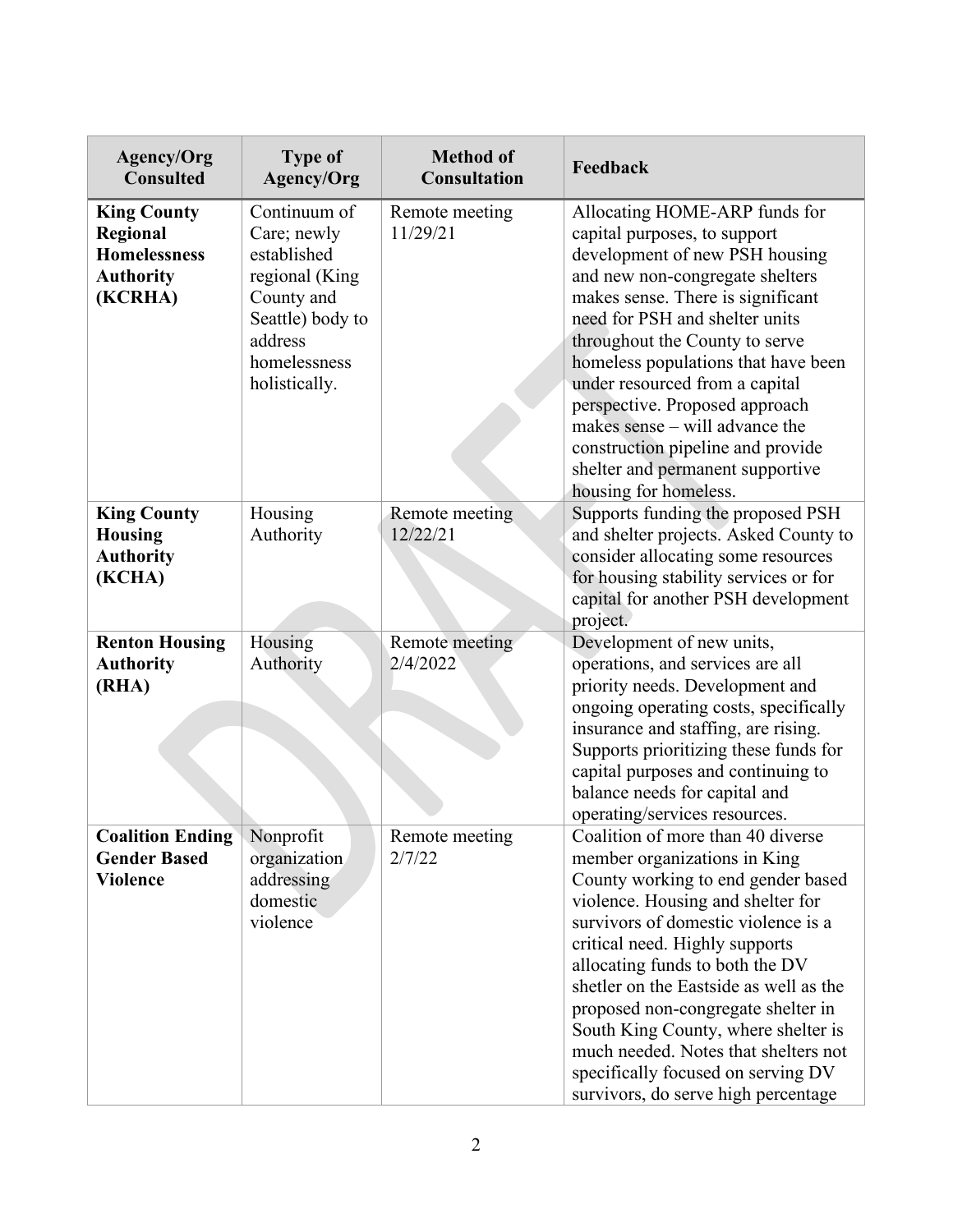| Agency/Org Consulted | Type of Agency/Org | Method of Consultation | Feedback |
|---|---|---|---|
| **King County Regional Homelessness Authority (KCRHA)** | Continuum of Care; newly established regional (King County and Seattle) body to address homelessness holistically. | Remote meeting 11/29/21 | Allocating HOME-ARP funds for capital purposes, to support development of new PSH housing and new non-congregate shelters makes sense. There is significant need for PSH and shelter units throughout the County to serve homeless populations that have been under resourced from a capital perspective. Proposed approach makes sense – will advance the construction pipeline and provide shelter and permanent supportive housing for homeless. |
| **King County Housing Authority (KCHA)** | Housing Authority | Remote meeting 12/22/21 | Supports funding the proposed PSH and shelter projects. Asked County to consider allocating some resources for housing stability services or for capital for another PSH development project. |
| **Renton Housing Authority (RHA)** | Housing Authority | Remote meeting 2/4/2022 | Development of new units, operations, and services are all priority needs. Development and ongoing operating costs, specifically insurance and staffing, are rising. Supports prioritizing these funds for capital purposes and continuing to balance needs for capital and operating/services resources. |
| **Coalition Ending Gender Based Violence** | Nonprofit organization addressing domestic violence | Remote meeting 2/7/22 | Coalition of more than 40 diverse member organizations in King County working to end gender based violence. Housing and shelter for survivors of domestic violence is a critical need. Highly supports allocating funds to both the DV shetler on the Eastside as well as the proposed non-congregate shelter in South King County, where shelter is much needed. Notes that shelters not specifically focused on serving DV survivors, do serve high percentage |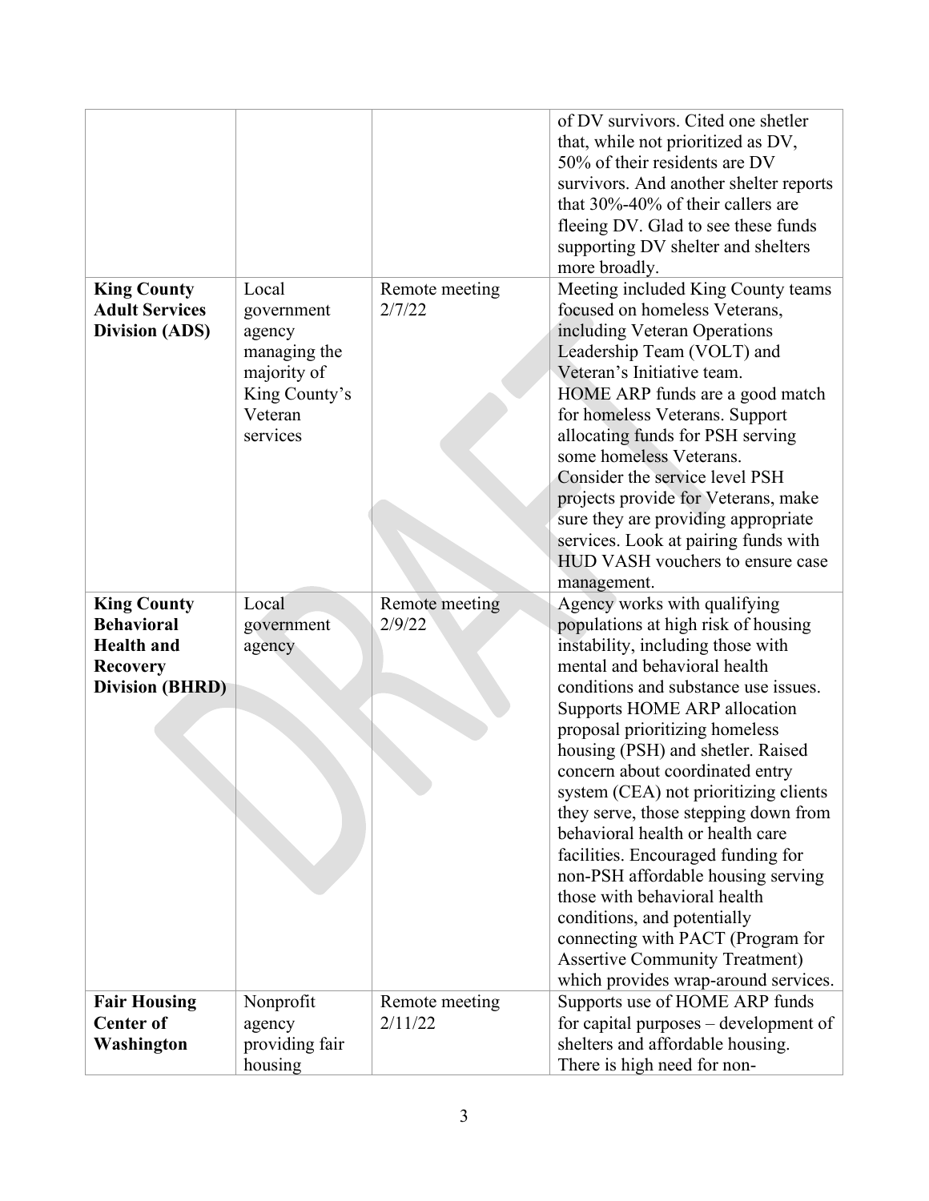| | | | |
|---|---|---|---|
| | | | of DV survivors. Cited one shetler that, while not prioritized as DV, 50% of their residents are DV survivors. And another shelter reports that 30%-40% of their callers are fleeing DV. Glad to see these funds supporting DV shelter and shelters more broadly. |
| **King County Adult Services Division (ADS)** | Local government agency managing the majority of King County's Veteran services | Remote meeting 2/7/22 | Meeting included King County teams focused on homeless Veterans, including Veteran Operations Leadership Team (VOLT) and Veteran's Initiative team.<br>HOME ARP funds are a good match for homeless Veterans. Support allocating funds for PSH serving some homeless Veterans.<br>Consider the service level PSH projects provide for Veterans, make sure they are providing appropriate services. Look at pairing funds with HUD VASH vouchers to ensure case management. |
| **King County Behavioral Health and Recovery Division (BHRD)** | Local government agency | Remote meeting 2/9/22 | Agency works with qualifying populations at high risk of housing instability, including those with mental and behavioral health conditions and substance use issues. Supports HOME ARP allocation proposal prioritizing homeless housing (PSH) and shetler. Raised concern about coordinated entry system (CEA) not prioritizing clients they serve, those stepping down from behavioral health or health care facilities. Encouraged funding for non-PSH affordable housing serving those with behavioral health conditions, and potentially connecting with PACT (Program for Assertive Community Treatment) which provides wrap-around services. |
| **Fair Housing Center of Washington** | Nonprofit agency providing fair housing | Remote meeting 2/11/22 | Supports use of HOME ARP funds for capital purposes – development of shelters and affordable housing. There is high need for non- |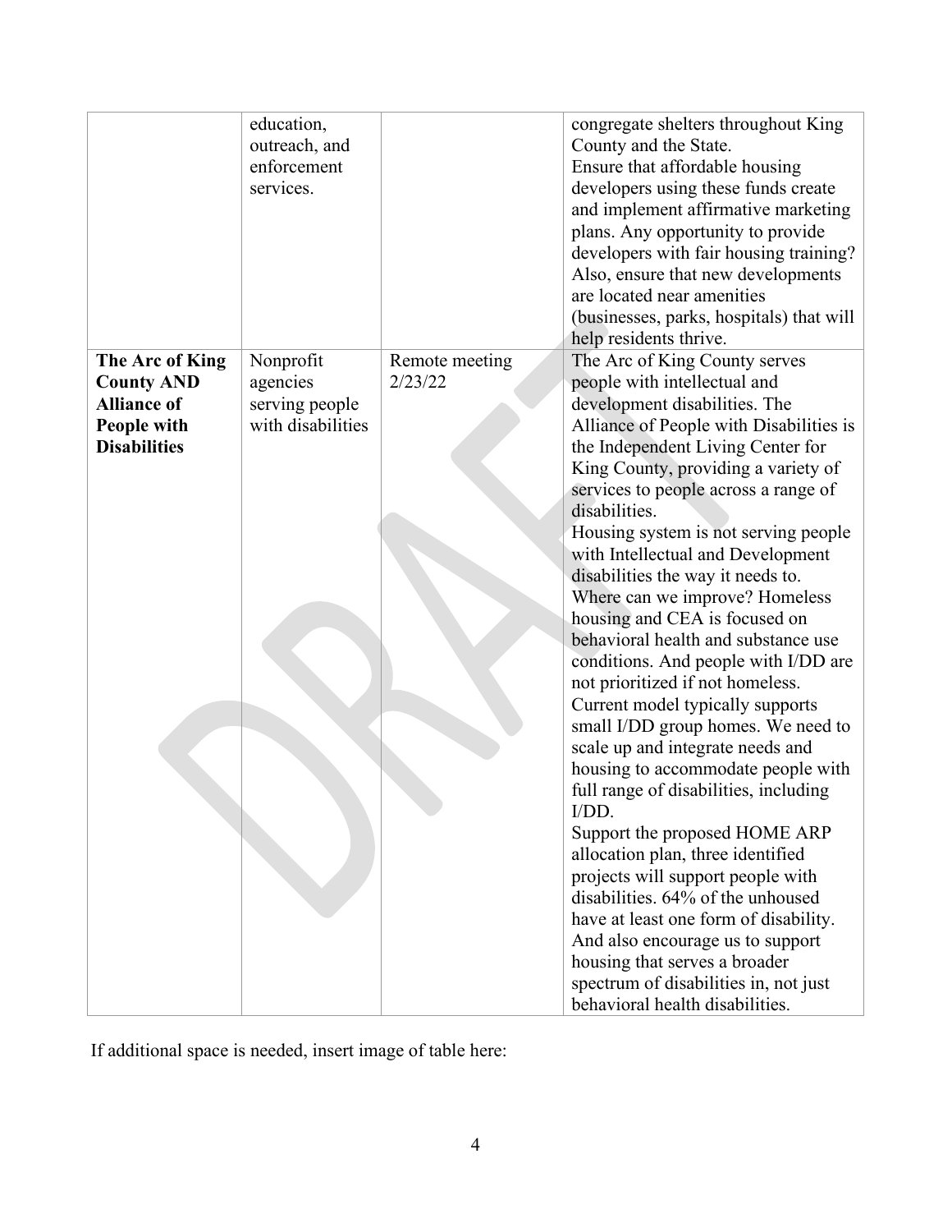| | | | |
|---|---|---|---|
| | education, outreach, and enforcement services. | | congregate shelters throughout King County and the State. Ensure that affordable housing developers using these funds create and implement affirmative marketing plans. Any opportunity to provide developers with fair housing training? Also, ensure that new developments are located near amenities (businesses, parks, hospitals) that will help residents thrive. |
| **The Arc of King County AND Alliance of People with Disabilities** | Nonprofit agencies serving people with disabilities | Remote meeting 2/23/22 | The Arc of King County serves people with intellectual and development disabilities. The Alliance of People with Disabilities is the Independent Living Center for King County, providing a variety of services to people across a range of disabilities. Housing system is not serving people with Intellectual and Development disabilities the way it needs to. Where can we improve? Homeless housing and CEA is focused on behavioral health and substance use conditions. And people with I/DD are not prioritized if not homeless. Current model typically supports small I/DD group homes. We need to scale up and integrate needs and housing to accommodate people with full range of disabilities, including I/DD. Support the proposed HOME ARP allocation plan, three identified projects will support people with disabilities. 64% of the unhoused have at least one form of disability. And also encourage us to support housing that serves a broader spectrum of disabilities in, not just behavioral health disabilities. |

If additional space is needed, insert image of table here: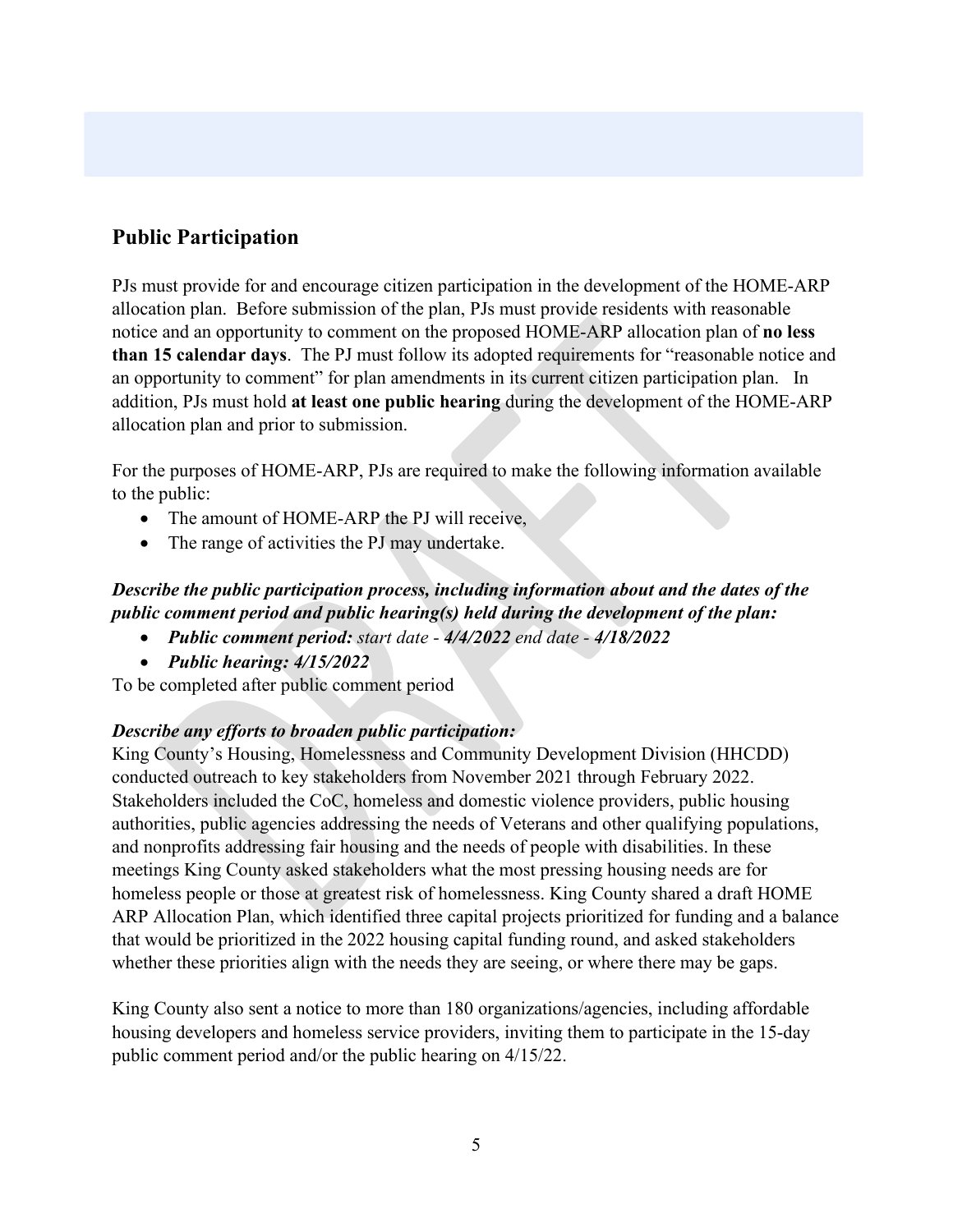## Public Participation

PJs must provide for and encourage citizen participation in the development of the HOME-ARP allocation plan. Before submission of the plan, PJs must provide residents with reasonable notice and an opportunity to comment on the proposed HOME-ARP allocation plan of **no less than 15 calendar days**. The PJ must follow its adopted requirements for "reasonable notice and an opportunity to comment" for plan amendments in its current citizen participation plan. In addition, PJs must hold **at least one public hearing** during the development of the HOME-ARP allocation plan and prior to submission.

For the purposes of HOME-ARP, PJs are required to make the following information available to the public:

- The amount of HOME-ARP the PJ will receive,
- The range of activities the PJ may undertake.

***Describe the public participation process, including information about and the dates of the public comment period and public hearing(s) held during the development of the plan:***

- ***Public comment period:*** *start date -* ***4/4/2022*** *end date -* ***4/18/2022***
- ***Public hearing: 4/15/2022***

To be completed after public comment period

***Describe any efforts to broaden public participation:***

King County's Housing, Homelessness and Community Development Division (HHCDD) conducted outreach to key stakeholders from November 2021 through February 2022. Stakeholders included the CoC, homeless and domestic violence providers, public housing authorities, public agencies addressing the needs of Veterans and other qualifying populations, and nonprofits addressing fair housing and the needs of people with disabilities. In these meetings King County asked stakeholders what the most pressing housing needs are for homeless people or those at greatest risk of homelessness. King County shared a draft HOME ARP Allocation Plan, which identified three capital projects prioritized for funding and a balance that would be prioritized in the 2022 housing capital funding round, and asked stakeholders whether these priorities align with the needs they are seeing, or where there may be gaps.

King County also sent a notice to more than 180 organizations/agencies, including affordable housing developers and homeless service providers, inviting them to participate in the 15-day public comment period and/or the public hearing on 4/15/22.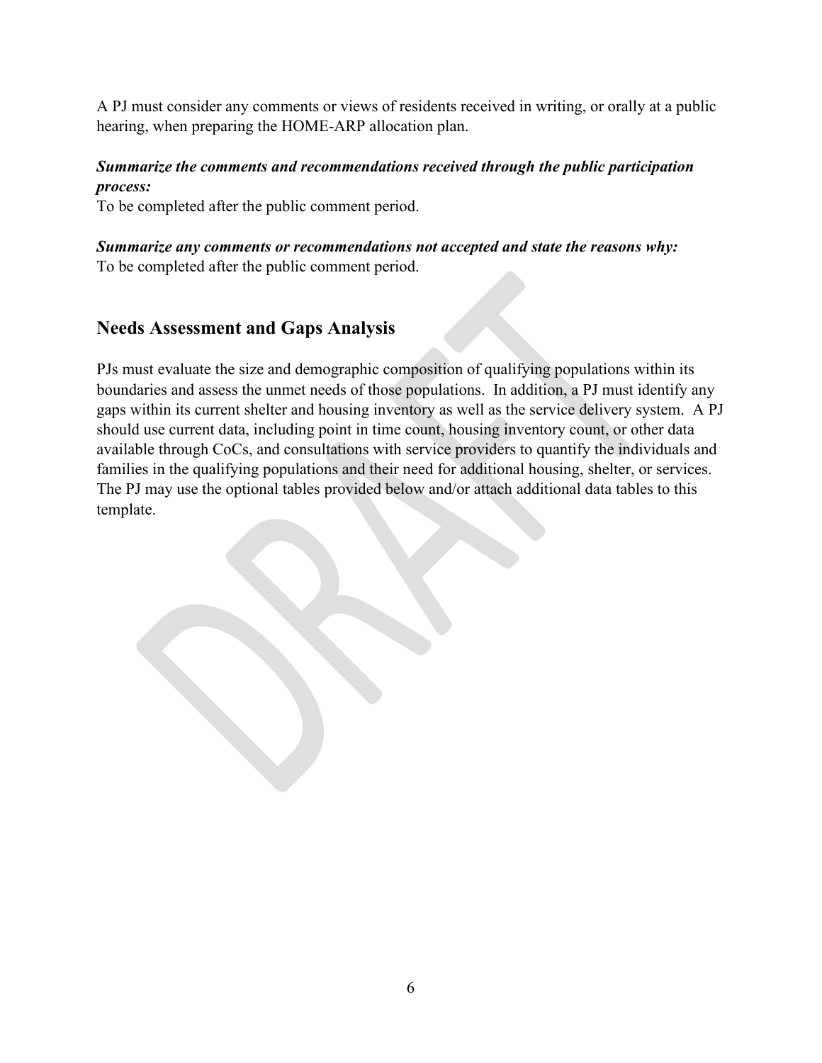A PJ must consider any comments or views of residents received in writing, or orally at a public hearing, when preparing the HOME-ARP allocation plan.

***Summarize the comments and recommendations received through the public participation process:***
To be completed after the public comment period.

***Summarize any comments or recommendations not accepted and state the reasons why:***
To be completed after the public comment period.

## Needs Assessment and Gaps Analysis

PJs must evaluate the size and demographic composition of qualifying populations within its boundaries and assess the unmet needs of those populations. In addition, a PJ must identify any gaps within its current shelter and housing inventory as well as the service delivery system. A PJ should use current data, including point in time count, housing inventory count, or other data available through CoCs, and consultations with service providers to quantify the individuals and families in the qualifying populations and their need for additional housing, shelter, or services. The PJ may use the optional tables provided below and/or attach additional data tables to this template.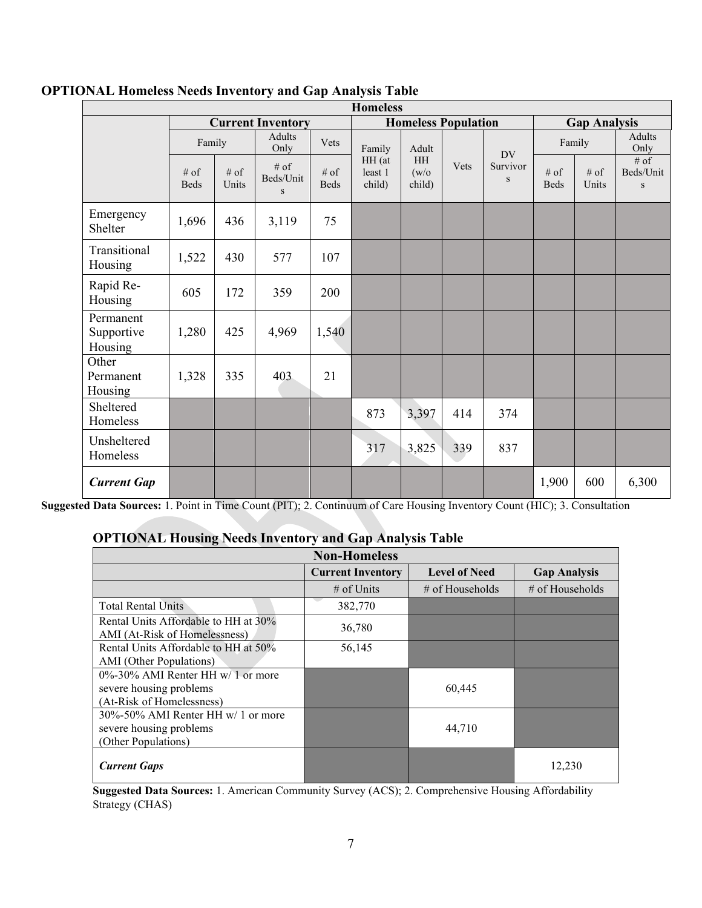## OPTIONAL Homeless Needs Inventory and Gap Analysis Table

| Homeless | | | | | | | | | | | |
|---|---|---|---|---|---|---|---|---|---|---|---|
| | **Current Inventory** | | | | **Homeless Population** | | | | **Gap Analysis** | | |
| | Family | | Adults Only | Vets | Family HH (at least 1 child) | Adult HH (w/o child) | Vets | DV Survivors | Family | | Adults Only |
| | # of Beds | # of Units | # of Beds/Units | # of Beds | | | | | # of Beds | # of Units | # of Beds/Units |
| Emergency Shelter | 1,696 | 436 | 3,119 | 75 | | | | | | | |
| Transitional Housing | 1,522 | 430 | 577 | 107 | | | | | | | |
| Rapid Re-Housing | 605 | 172 | 359 | 200 | | | | | | | |
| Permanent Supportive Housing | 1,280 | 425 | 4,969 | 1,540 | | | | | | | |
| Other Permanent Housing | 1,328 | 335 | 403 | 21 | | | | | | | |
| Sheltered Homeless | | | | | 873 | 3,397 | 414 | 374 | | | |
| Unsheltered Homeless | | | | | 317 | 3,825 | 339 | 837 | | | |
| ***Current Gap*** | | | | | | | | | 1,900 | 600 | 6,300 |

**Suggested Data Sources:** 1. Point in Time Count (PIT); 2. Continuum of Care Housing Inventory Count (HIC); 3. Consultation

## OPTIONAL Housing Needs Inventory and Gap Analysis Table

| Non-Homeless | | | |
|---|---|---|---|
| | **Current Inventory** | **Level of Need** | **Gap Analysis** |
| | # of Units | # of Households | # of Households |
| Total Rental Units | 382,770 | | |
| Rental Units Affordable to HH at 30% AMI (At-Risk of Homelessness) | 36,780 | | |
| Rental Units Affordable to HH at 50% AMI (Other Populations) | 56,145 | | |
| 0%-30% AMI Renter HH w/ 1 or more severe housing problems (At-Risk of Homelessness) | | 60,445 | |
| 30%-50% AMI Renter HH w/ 1 or more severe housing problems (Other Populations) | | 44,710 | |
| ***Current Gaps*** | | | 12,230 |

**Suggested Data Sources:** 1. American Community Survey (ACS); 2. Comprehensive Housing Affordability Strategy (CHAS)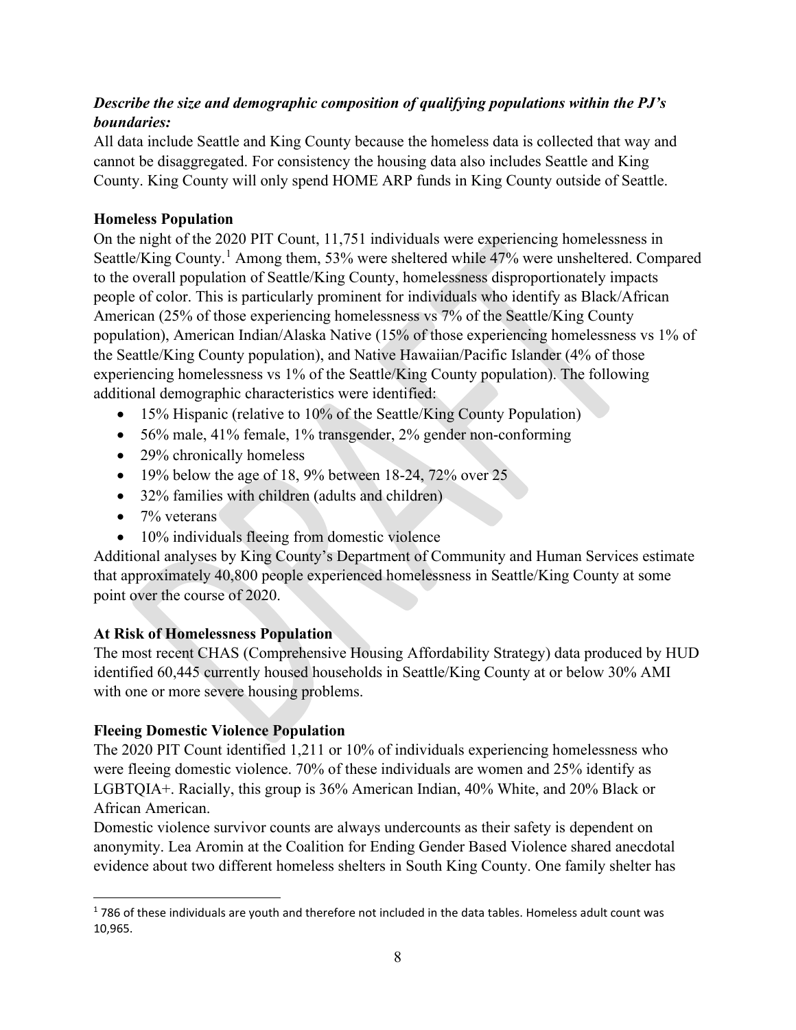***Describe the size and demographic composition of qualifying populations within the PJ's boundaries:***

All data include Seattle and King County because the homeless data is collected that way and cannot be disaggregated. For consistency the housing data also includes Seattle and King County. King County will only spend HOME ARP funds in King County outside of Seattle.

**Homeless Population**

On the night of the 2020 PIT Count, 11,751 individuals were experiencing homelessness in Seattle/King County.[1] Among them, 53% were sheltered while 47% were unsheltered. Compared to the overall population of Seattle/King County, homelessness disproportionately impacts people of color. This is particularly prominent for individuals who identify as Black/African American (25% of those experiencing homelessness vs 7% of the Seattle/King County population), American Indian/Alaska Native (15% of those experiencing homelessness vs 1% of the Seattle/King County population), and Native Hawaiian/Pacific Islander (4% of those experiencing homelessness vs 1% of the Seattle/King County population). The following additional demographic characteristics were identified:

- 15% Hispanic (relative to 10% of the Seattle/King County Population)
- 56% male, 41% female, 1% transgender, 2% gender non-conforming
- 29% chronically homeless
- 19% below the age of 18, 9% between 18-24, 72% over 25
- 32% families with children (adults and children)
- 7% veterans
- 10% individuals fleeing from domestic violence

Additional analyses by King County's Department of Community and Human Services estimate that approximately 40,800 people experienced homelessness in Seattle/King County at some point over the course of 2020.

**At Risk of Homelessness Population**

The most recent CHAS (Comprehensive Housing Affordability Strategy) data produced by HUD identified 60,445 currently housed households in Seattle/King County at or below 30% AMI with one or more severe housing problems.

**Fleeing Domestic Violence Population**

The 2020 PIT Count identified 1,211 or 10% of individuals experiencing homelessness who were fleeing domestic violence. 70% of these individuals are women and 25% identify as LGBTQIA+. Racially, this group is 36% American Indian, 40% White, and 20% Black or African American.

Domestic violence survivor counts are always undercounts as their safety is dependent on anonymity. Lea Aromin at the Coalition for Ending Gender Based Violence shared anecdotal evidence about two different homeless shelters in South King County. One family shelter has

---

[1] 786 of these individuals are youth and therefore not included in the data tables. Homeless adult count was 10,965.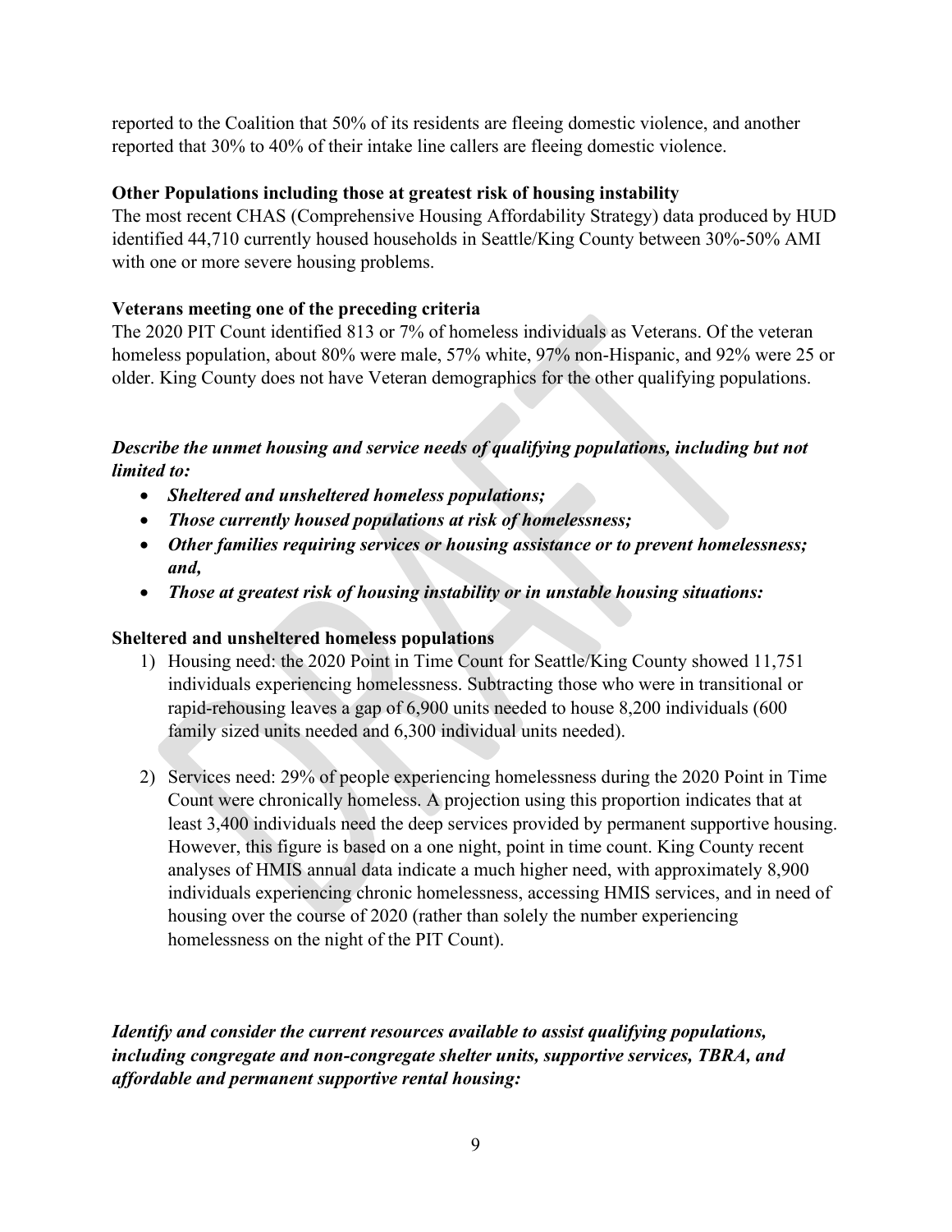reported to the Coalition that 50% of its residents are fleeing domestic violence, and another reported that 30% to 40% of their intake line callers are fleeing domestic violence.

**Other Populations including those at greatest risk of housing instability**

The most recent CHAS (Comprehensive Housing Affordability Strategy) data produced by HUD identified 44,710 currently housed households in Seattle/King County between 30%-50% AMI with one or more severe housing problems.

**Veterans meeting one of the preceding criteria**

The 2020 PIT Count identified 813 or 7% of homeless individuals as Veterans. Of the veteran homeless population, about 80% were male, 57% white, 97% non-Hispanic, and 92% were 25 or older. King County does not have Veteran demographics for the other qualifying populations.

***Describe the unmet housing and service needs of qualifying populations, including but not limited to:***

- ***Sheltered and unsheltered homeless populations;***
- ***Those currently housed populations at risk of homelessness;***
- ***Other families requiring services or housing assistance or to prevent homelessness; and,***
- ***Those at greatest risk of housing instability or in unstable housing situations:***

**Sheltered and unsheltered homeless populations**

1) Housing need: the 2020 Point in Time Count for Seattle/King County showed 11,751 individuals experiencing homelessness. Subtracting those who were in transitional or rapid-rehousing leaves a gap of 6,900 units needed to house 8,200 individuals (600 family sized units needed and 6,300 individual units needed).

2) Services need: 29% of people experiencing homelessness during the 2020 Point in Time Count were chronically homeless. A projection using this proportion indicates that at least 3,400 individuals need the deep services provided by permanent supportive housing. However, this figure is based on a one night, point in time count. King County recent analyses of HMIS annual data indicate a much higher need, with approximately 8,900 individuals experiencing chronic homelessness, accessing HMIS services, and in need of housing over the course of 2020 (rather than solely the number experiencing homelessness on the night of the PIT Count).

***Identify and consider the current resources available to assist qualifying populations, including congregate and non-congregate shelter units, supportive services, TBRA, and affordable and permanent supportive rental housing:***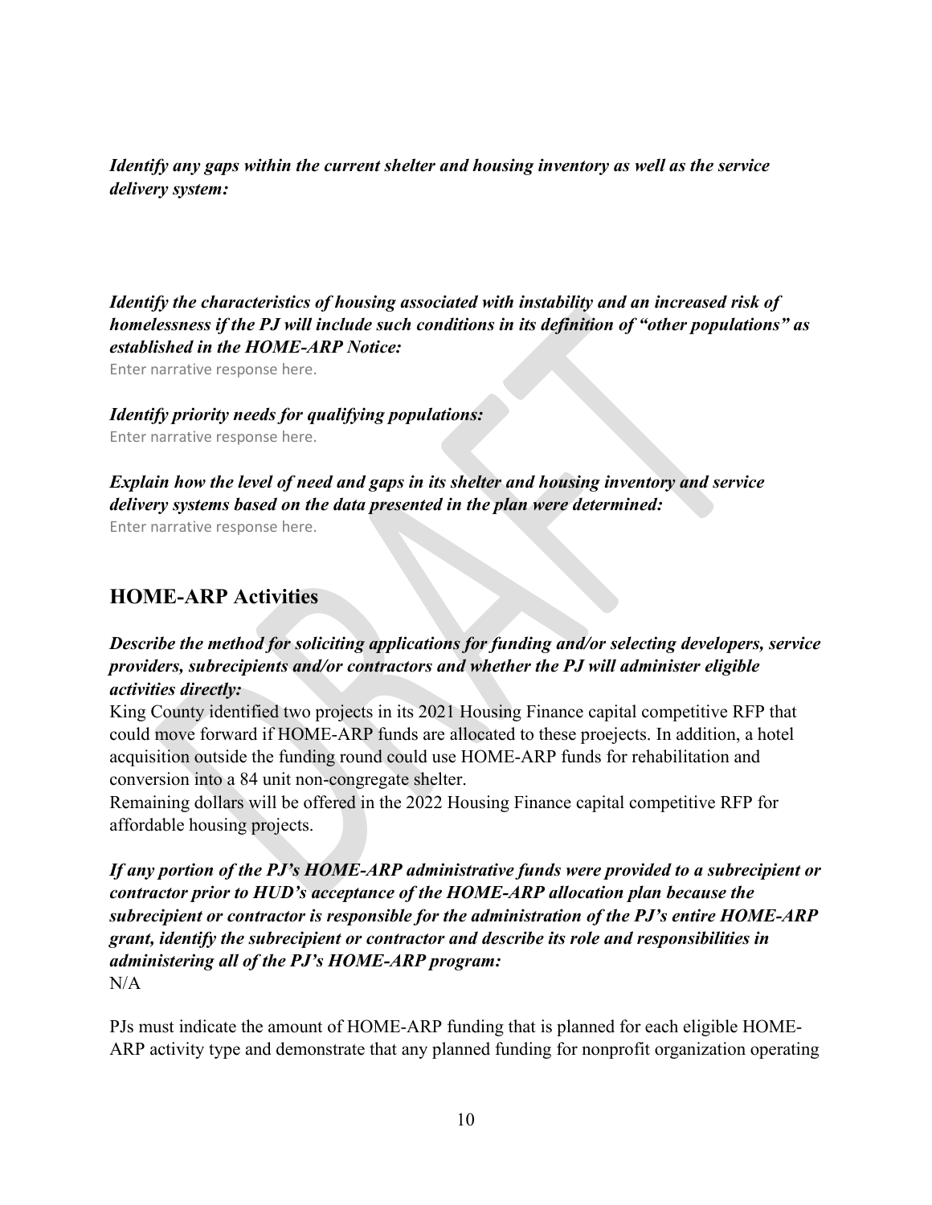***Identify any gaps within the current shelter and housing inventory as well as the service delivery system:***

***Identify the characteristics of housing associated with instability and an increased risk of homelessness if the PJ will include such conditions in its definition of "other populations" as established in the HOME-ARP Notice:***

Enter narrative response here.

***Identify priority needs for qualifying populations:***

Enter narrative response here.

***Explain how the level of need and gaps in its shelter and housing inventory and service delivery systems based on the data presented in the plan were determined:***

Enter narrative response here.

## HOME-ARP Activities

***Describe the method for soliciting applications for funding and/or selecting developers, service providers, subrecipients and/or contractors and whether the PJ will administer eligible activities directly:***

King County identified two projects in its 2021 Housing Finance capital competitive RFP that could move forward if HOME-ARP funds are allocated to these proejects. In addition, a hotel acquisition outside the funding round could use HOME-ARP funds for rehabilitation and conversion into a 84 unit non-congregate shelter.

Remaining dollars will be offered in the 2022 Housing Finance capital competitive RFP for affordable housing projects.

***If any portion of the PJ's HOME-ARP administrative funds were provided to a subrecipient or contractor prior to HUD's acceptance of the HOME-ARP allocation plan because the subrecipient or contractor is responsible for the administration of the PJ's entire HOME-ARP grant, identify the subrecipient or contractor and describe its role and responsibilities in administering all of the PJ's HOME-ARP program:***

N/A

PJs must indicate the amount of HOME-ARP funding that is planned for each eligible HOME-ARP activity type and demonstrate that any planned funding for nonprofit organization operating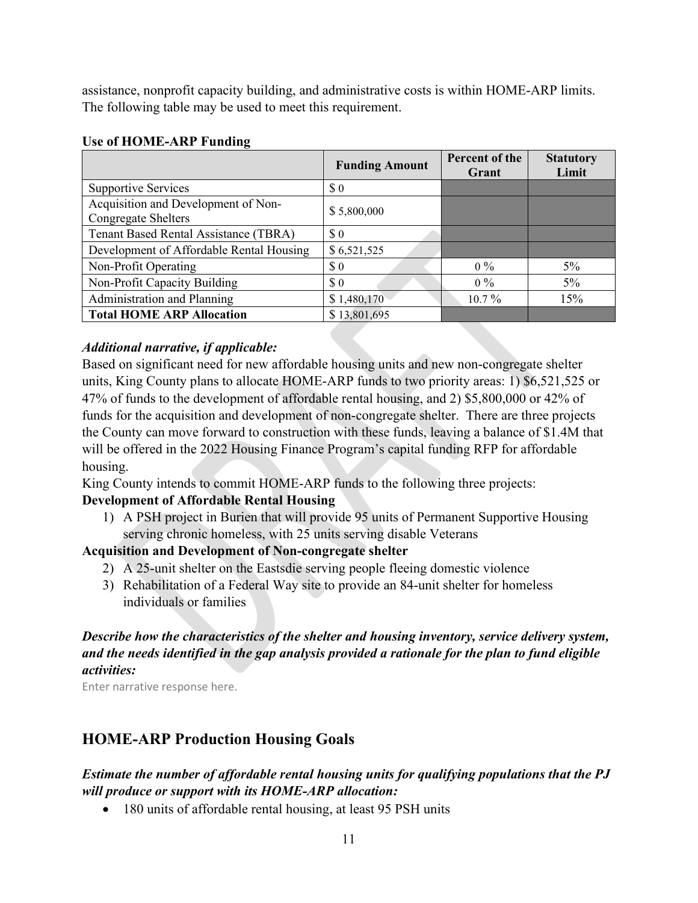assistance, nonprofit capacity building, and administrative costs is within HOME-ARP limits. The following table may be used to meet this requirement.

**Use of HOME-ARP Funding**

| | Funding Amount | Percent of the Grant | Statutory Limit |
|---|---|---|---|
| Supportive Services | $ 0 | | |
| Acquisition and Development of Non-Congregate Shelters | $ 5,800,000 | | |
| Tenant Based Rental Assistance (TBRA) | $ 0 | | |
| Development of Affordable Rental Housing | $ 6,521,525 | | |
| Non-Profit Operating | $ 0 | 0 % | 5% |
| Non-Profit Capacity Building | $ 0 | 0 % | 5% |
| Administration and Planning | $ 1,480,170 | 10.7 % | 15% |
| **Total HOME ARP Allocation** | $ 13,801,695 | | |

***Additional narrative, if applicable:***

Based on significant need for new affordable housing units and new non-congregate shelter units, King County plans to allocate HOME-ARP funds to two priority areas: 1) $6,521,525 or 47% of funds to the development of affordable rental housing, and 2) $5,800,000 or 42% of funds for the acquisition and development of non-congregate shelter. There are three projects the County can move forward to construction with these funds, leaving a balance of $1.4M that will be offered in the 2022 Housing Finance Program's capital funding RFP for affordable housing.

King County intends to commit HOME-ARP funds to the following three projects:

**Development of Affordable Rental Housing**

1) A PSH project in Burien that will provide 95 units of Permanent Supportive Housing serving chronic homeless, with 25 units serving disable Veterans

**Acquisition and Development of Non-congregate shelter**

2) A 25-unit shelter on the Eastsdie serving people fleeing domestic violence
3) Rehabilitation of a Federal Way site to provide an 84-unit shelter for homeless individuals or families

***Describe how the characteristics of the shelter and housing inventory, service delivery system, and the needs identified in the gap analysis provided a rationale for the plan to fund eligible activities:***

Enter narrative response here.

## HOME-ARP Production Housing Goals

***Estimate the number of affordable rental housing units for qualifying populations that the PJ will produce or support with its HOME-ARP allocation:***

- 180 units of affordable rental housing, at least 95 PSH units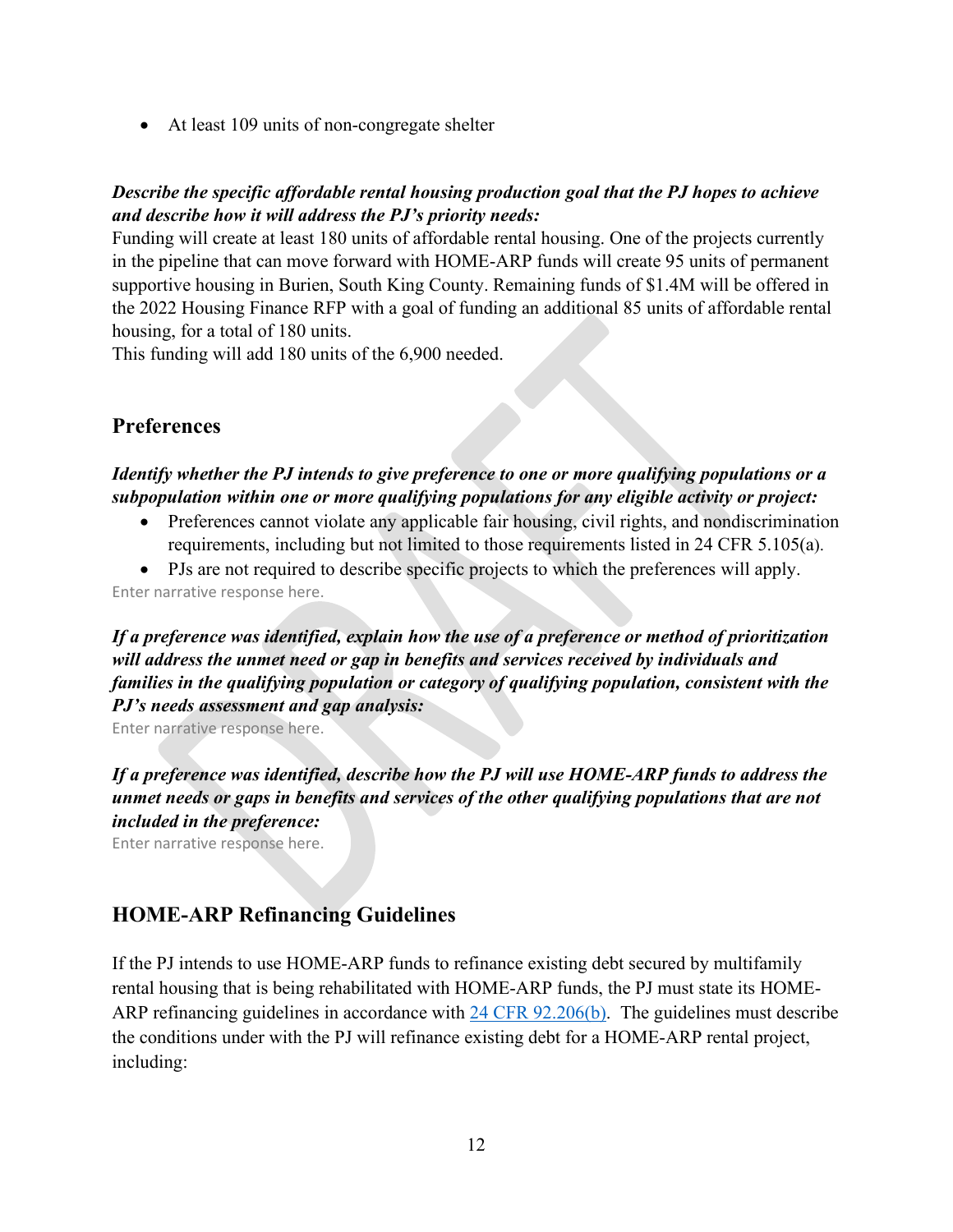- At least 109 units of non-congregate shelter

***Describe the specific affordable rental housing production goal that the PJ hopes to achieve and describe how it will address the PJ's priority needs:***

Funding will create at least 180 units of affordable rental housing. One of the projects currently in the pipeline that can move forward with HOME-ARP funds will create 95 units of permanent supportive housing in Burien, South King County. Remaining funds of $1.4M will be offered in the 2022 Housing Finance RFP with a goal of funding an additional 85 units of affordable rental housing, for a total of 180 units.

This funding will add 180 units of the 6,900 needed.

## Preferences

***Identify whether the PJ intends to give preference to one or more qualifying populations or a subpopulation within one or more qualifying populations for any eligible activity or project:***

- Preferences cannot violate any applicable fair housing, civil rights, and nondiscrimination requirements, including but not limited to those requirements listed in 24 CFR 5.105(a).
- PJs are not required to describe specific projects to which the preferences will apply.

Enter narrative response here.

***If a preference was identified, explain how the use of a preference or method of prioritization will address the unmet need or gap in benefits and services received by individuals and families in the qualifying population or category of qualifying population, consistent with the PJ's needs assessment and gap analysis:***

Enter narrative response here.

***If a preference was identified, describe how the PJ will use HOME-ARP funds to address the unmet needs or gaps in benefits and services of the other qualifying populations that are not included in the preference:***

Enter narrative response here.

## HOME-ARP Refinancing Guidelines

If the PJ intends to use HOME-ARP funds to refinance existing debt secured by multifamily rental housing that is being rehabilitated with HOME-ARP funds, the PJ must state its HOME-ARP refinancing guidelines in accordance with [24 CFR 92.206(b)](). The guidelines must describe the conditions under with the PJ will refinance existing debt for a HOME-ARP rental project, including: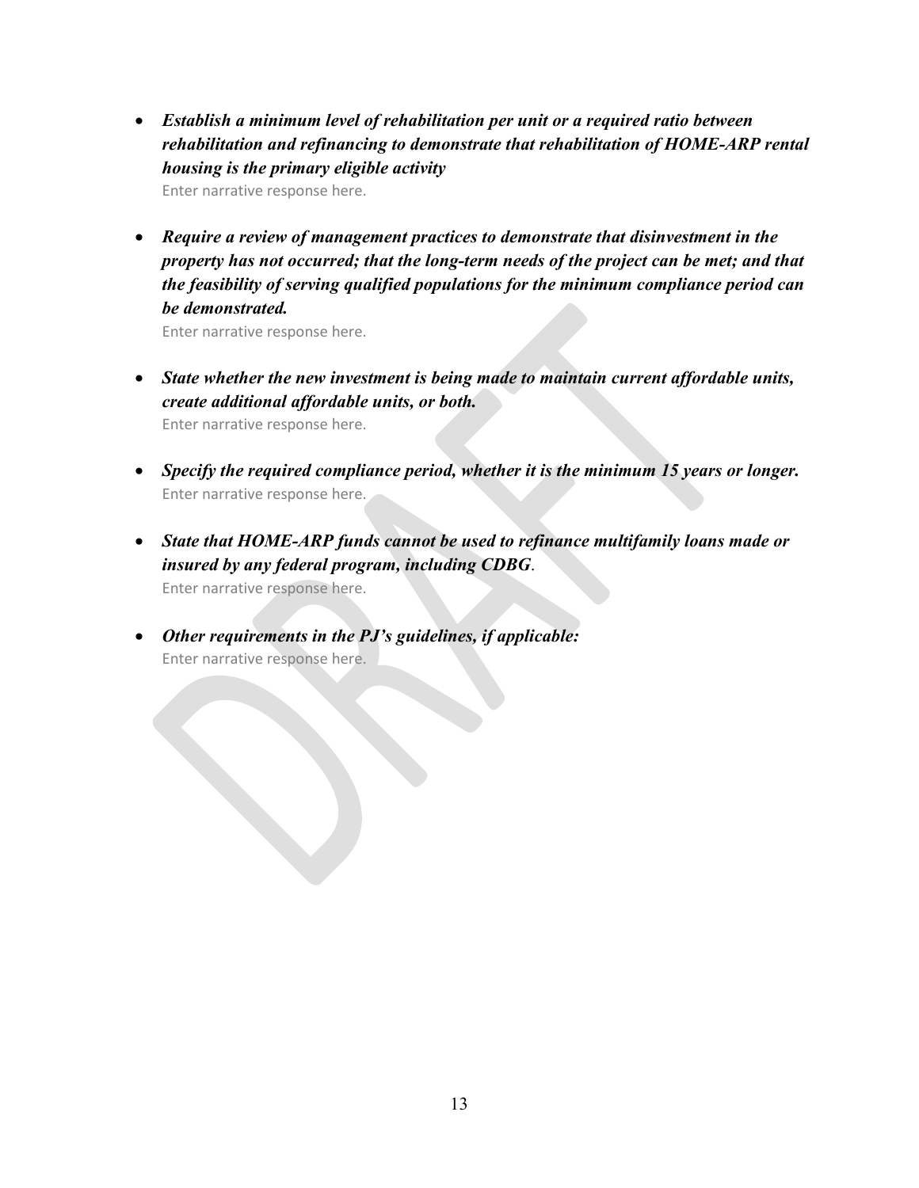- ***Establish a minimum level of rehabilitation per unit or a required ratio between rehabilitation and refinancing to demonstrate that rehabilitation of HOME-ARP rental housing is the primary eligible activity***
  Enter narrative response here.

- ***Require a review of management practices to demonstrate that disinvestment in the property has not occurred; that the long-term needs of the project can be met; and that the feasibility of serving qualified populations for the minimum compliance period can be demonstrated.***
  Enter narrative response here.

- ***State whether the new investment is being made to maintain current affordable units, create additional affordable units, or both.***
  Enter narrative response here.

- ***Specify the required compliance period, whether it is the minimum 15 years or longer.***
  Enter narrative response here.

- ***State that HOME-ARP funds cannot be used to refinance multifamily loans made or insured by any federal program, including CDBG***.
  Enter narrative response here.

- ***Other requirements in the PJ's guidelines, if applicable:***
  Enter narrative response here.